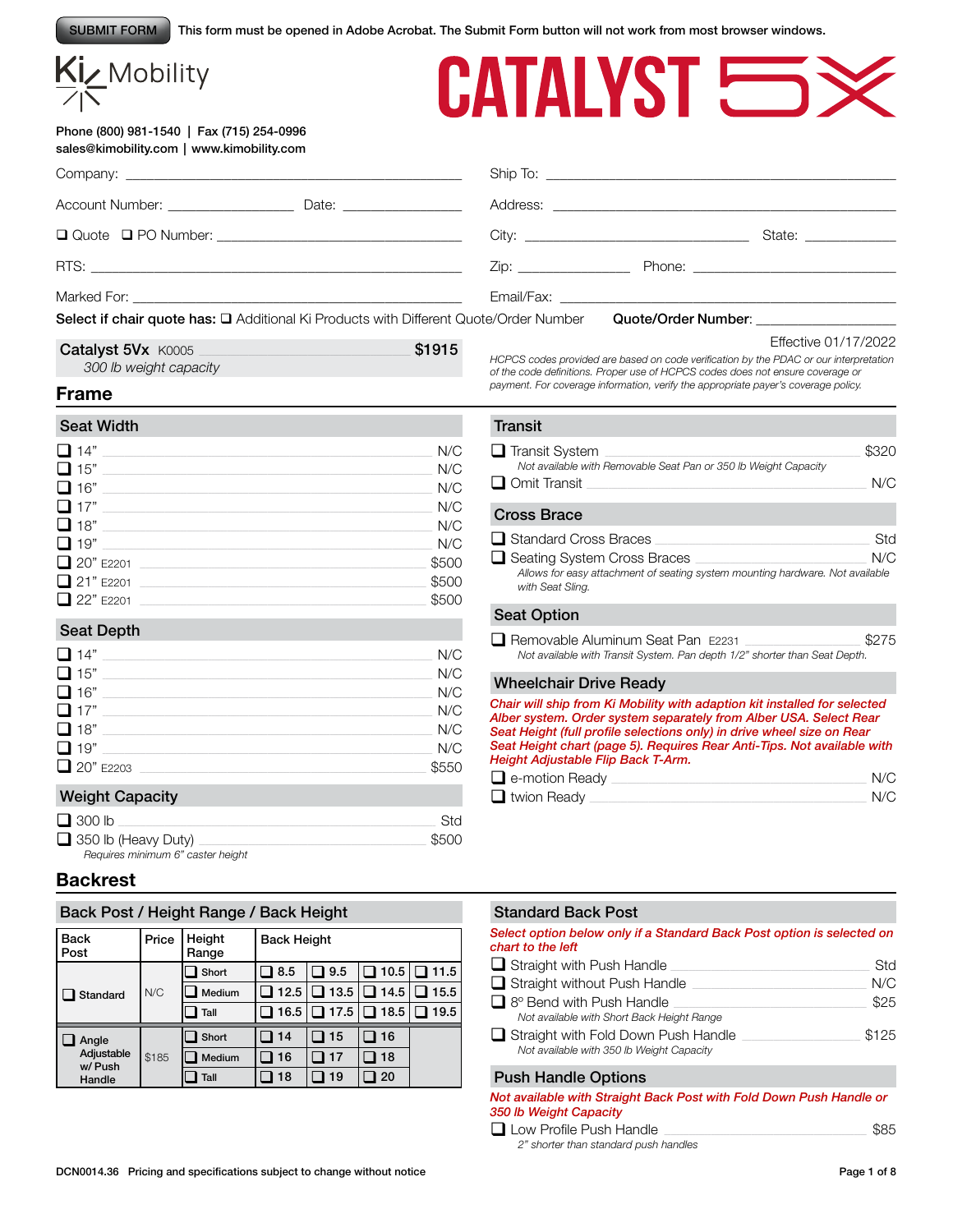SUBMIT FORM This form must be opened in Adobe Acrobat. The Submit Form button will not work from most browser windows.

# Ki Mobility — CATALYST 5X

Phone (800) 981-1540 | Fax (715) 254-0996
sales@kimobility.com | www.kimobility.com

Company: ______________________

Account Number: ____________ Date: ____________

❑ Quote ❑ PO Number: ______________________

RTS: ______________________

Marked For: ______________________

Ship To: ______________________

Address: ______________________

City: ______________ State: ________

Zip: ____________ Phone: ______________

Email/Fax: ______________________

**Select if chair quote has:** ❑ Additional Ki Products with Different Quote/Order Number **Quote/Order Number**: ____________

**Catalyst 5Vx** K0005 **$1915**
*300 lb weight capacity*

Effective 01/17/2022

*HCPCS codes provided are based on code verification by the PDAC or our interpretation of the code definitions. Proper use of HCPCS codes does not ensure coverage or payment. For coverage information, verify the appropriate payer's coverage policy.*

## Frame

### Seat Width

- ❑ 14" — N/C
- ❑ 15" — N/C
- ❑ 16" — N/C
- ❑ 17" — N/C
- ❑ 18" — N/C
- ❑ 19" — N/C
- ❑ 20" E2201 — $500
- ❑ 21" E2201 — $500
- ❑ 22" E2201 — $500

### Seat Depth

- ❑ 14" — N/C
- ❑ 15" — N/C
- ❑ 16" — N/C
- ❑ 17" — N/C
- ❑ 18" — N/C
- ❑ 19" — N/C
- ❑ 20" E2203 — $550

### Weight Capacity

- ❑ 300 lb — Std
- ❑ 350 lb (Heavy Duty) — $500
  *Requires minimum 6" caster height*

### Transit

- ❑ Transit System — $320
  *Not available with Removable Seat Pan or 350 lb Weight Capacity*
- ❑ Omit Transit — N/C

### Cross Brace

- ❑ Standard Cross Braces — Std
- ❑ Seating System Cross Braces — N/C
  *Allows for easy attachment of seating system mounting hardware. Not available with Seat Sling.*

### Seat Option

- ❑ Removable Aluminum Seat Pan E2231 — $275
  *Not available with Transit System. Pan depth 1/2" shorter than Seat Depth.*

### Wheelchair Drive Ready

*Chair will ship from Ki Mobility with adaption kit installed for selected Alber system. Order system separately from Alber USA. Select Rear Seat Height (full profile selections only) in drive wheel size on Rear Seat Height chart (page 5). Requires Rear Anti-Tips. Not available with Height Adjustable Flip Back T-Arm.*

- ❑ e-motion Ready — N/C
- ❑ twion Ready — N/C

## Backrest

### Back Post / Height Range / Back Height

| Back Post | Price | Height Range | Back Height | | | |
|---|---|---|---|---|---|---|
| ❑ Standard | N/C | ❑ Short | ❑ 8.5 | ❑ 9.5 | ❑ 10.5 | ❑ 11.5 |
| | | ❑ Medium | ❑ 12.5 | ❑ 13.5 | ❑ 14.5 | ❑ 15.5 |
| | | ❑ Tall | ❑ 16.5 | ❑ 17.5 | ❑ 18.5 | ❑ 19.5 |
| ❑ Angle Adjustable w/ Push Handle | $185 | ❑ Short | ❑ 14 | ❑ 15 | ❑ 16 | |
| | | ❑ Medium | ❑ 16 | ❑ 17 | ❑ 18 | |
| | | ❑ Tall | ❑ 18 | ❑ 19 | ❑ 20 | |

### Standard Back Post

*Select option below only if a Standard Back Post option is selected on chart to the left*

- ❑ Straight with Push Handle — Std
- ❑ Straight without Push Handle — N/C
- ❑ 8º Bend with Push Handle — $25
  *Not available with Short Back Height Range*
- ❑ Straight with Fold Down Push Handle — $125
  *Not available with 350 lb Weight Capacity*

### Push Handle Options

*Not available with Straight Back Post with Fold Down Push Handle or 350 lb Weight Capacity*

- ❑ Low Profile Push Handle — $85
  *2" shorter than standard push handles*

DCN0014.36 Pricing and specifications subject to change without notice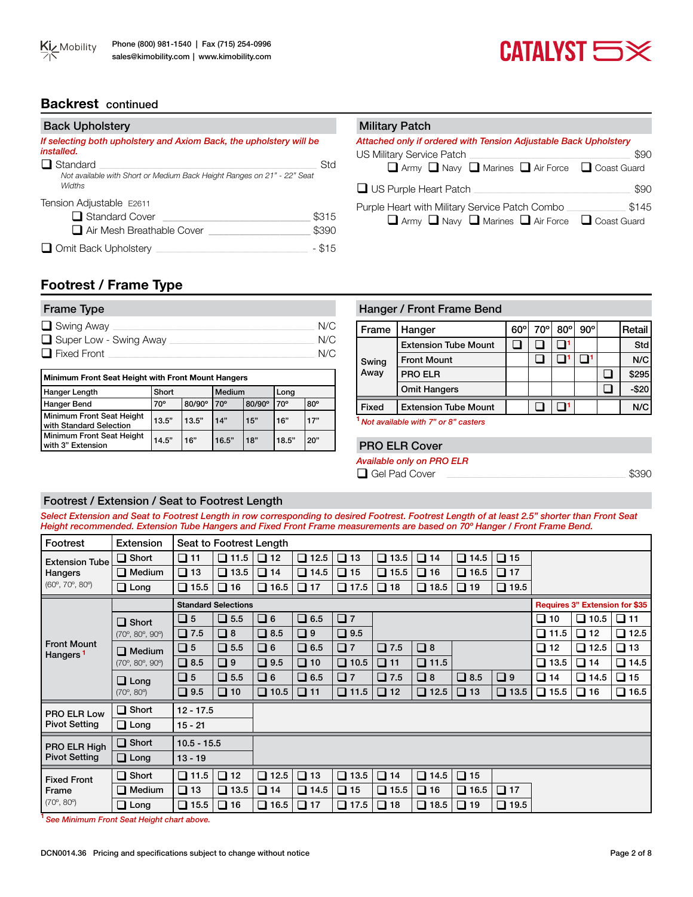## Backrest continued

### Back Upholstery

*If selecting both upholstery and Axiom Back, the upholstery will be installed.*

- ❑ Standard ............ Std
  *Not available with Short or Medium Back Height Ranges on 21" - 22" Seat Widths*

Tension Adjustable E2611
- ❑ Standard Cover ............ $315
- ❑ Air Mesh Breathable Cover ............ $390

- ❑ Omit Back Upholstery ............ - $15

### Military Patch

*Attached only if ordered with Tension Adjustable Back Upholstery*

US Military Service Patch ............ $90
❑ Army ❑ Navy ❑ Marines ❑ Air Force ❑ Coast Guard

❑ US Purple Heart Patch ............ $90

Purple Heart with Military Service Patch Combo ............ $145
❑ Army ❑ Navy ❑ Marines ❑ Air Force ❑ Coast Guard

## Footrest / Frame Type

### Frame Type

- ❑ Swing Away ............ N/C
- ❑ Super Low - Swing Away ............ N/C
- ❑ Fixed Front ............ N/C

| Minimum Front Seat Height with Front Mount Hangers | | | | | | |
|---|---|---|---|---|---|---|
| Hanger Length | Short | | Medium | | Long | |
| Hanger Bend | 70° | 80/90° | 70° | 80/90° | 70° | 80° |
| Minimum Front Seat Height with Standard Selection | 13.5" | 13.5" | 14" | 15" | 16" | 17" |
| Minimum Front Seat Height with 3" Extension | 14.5" | 16" | 16.5" | 18" | 18.5" | 20" |

### Hanger / Front Frame Bend

| Frame | Hanger | 60° | 70° | 80° | 90° | | Retail |
|---|---|---|---|---|---|---|---|
| Swing Away | Extension Tube Mount | ❑ | ❑ | ❑[1] | | | Std |
| | Front Mount | | ❑ | ❑[1] | ❑[1] | | N/C |
| | PRO ELR | | | | | ❑ | $295 |
| | Omit Hangers | | | | | ❑ | -$20 |
| Fixed | Extension Tube Mount | | ❑ | ❑[1] | | | N/C |

[1] *Not available with 7" or 8" casters*

### PRO ELR Cover

*Available only on PRO ELR*

❑ Gel Pad Cover ............ $390

### Footrest / Extension / Seat to Footrest Length

*Select Extension and Seat to Footrest Length in row corresponding to desired Footrest. Footrest Length of at least 2.5" shorter than Front Seat Height recommended. Extension Tube Hangers and Fixed Front Frame measurements are based on 70° Hanger / Front Frame Bend.*

| Footrest | Extension | Seat to Footrest Length | | | | | | | | | | |
|---|---|---|---|---|---|---|---|---|---|---|---|---|
| Extension Tube Hangers (60°, 70°, 80°) | ❑ Short | ❑ 11 | ❑ 11.5 | ❑ 12 | ❑ 12.5 | ❑ 13 | ❑ 13.5 | ❑ 14 | ❑ 14.5 | ❑ 15 | | |
| | ❑ Medium | ❑ 13 | ❑ 13.5 | ❑ 14 | ❑ 14.5 | ❑ 15 | ❑ 15.5 | ❑ 16 | ❑ 16.5 | ❑ 17 | | |
| | ❑ Long | ❑ 15.5 | ❑ 16 | ❑ 16.5 | ❑ 17 | ❑ 17.5 | ❑ 18 | ❑ 18.5 | ❑ 19 | ❑ 19.5 | | |
| Front Mount Hangers [1] | | **Standard Selections** | | | | | | | | | **Requires 3" Extension for $35** | |
| | ❑ Short (70°, 80°, 90°) | ❑ 5 | ❑ 5.5 | ❑ 6 | ❑ 6.5 | ❑ 7 | | | | | ❑ 10 | ❑ 10.5 | ❑ 11 |
| | | ❑ 7.5 | ❑ 8 | ❑ 8.5 | ❑ 9 | ❑ 9.5 | | | | | ❑ 11.5 | ❑ 12 | ❑ 12.5 |
| | ❑ Medium (70°, 80°, 90°) | ❑ 5 | ❑ 5.5 | ❑ 6 | ❑ 6.5 | ❑ 7 | ❑ 7.5 | ❑ 8 | | | ❑ 12 | ❑ 12.5 | ❑ 13 |
| | | ❑ 8.5 | ❑ 9 | ❑ 9.5 | ❑ 10 | ❑ 10.5 | ❑ 11 | ❑ 11.5 | | | ❑ 13.5 | ❑ 14 | ❑ 14.5 |
| | ❑ Long (70°, 80°) | ❑ 5 | ❑ 5.5 | ❑ 6 | ❑ 6.5 | ❑ 7 | ❑ 7.5 | ❑ 8 | ❑ 8.5 | ❑ 9 | ❑ 14 | ❑ 14.5 | ❑ 15 |
| | | ❑ 9.5 | ❑ 10 | ❑ 10.5 | ❑ 11 | ❑ 11.5 | ❑ 12 | ❑ 12.5 | ❑ 13 | ❑ 13.5 | ❑ 15.5 | ❑ 16 | ❑ 16.5 |
| PRO ELR Low Pivot Setting | ❑ Short | 12 - 17.5 | | | | | | | | | | | |
| | ❑ Long | 15 - 21 | | | | | | | | | | | |
| PRO ELR High Pivot Setting | ❑ Short | 10.5 - 15.5 | | | | | | | | | | | |
| | ❑ Long | 13 - 19 | | | | | | | | | | | |
| Fixed Front Frame (70°, 80°) | ❑ Short | ❑ 11.5 | ❑ 12 | ❑ 12.5 | ❑ 13 | ❑ 13.5 | ❑ 14 | ❑ 14.5 | ❑ 15 | | | | |
| | ❑ Medium | ❑ 13 | ❑ 13.5 | ❑ 14 | ❑ 14.5 | ❑ 15 | ❑ 15.5 | ❑ 16 | ❑ 16.5 | ❑ 17 | | | |
| | ❑ Long | ❑ 15.5 | ❑ 16 | ❑ 16.5 | ❑ 17 | ❑ 17.5 | ❑ 18 | ❑ 18.5 | ❑ 19 | ❑ 19.5 | | | |

[1] *See Minimum Front Seat Height chart above.*

DCN0014.36 Pricing and specifications subject to change without notice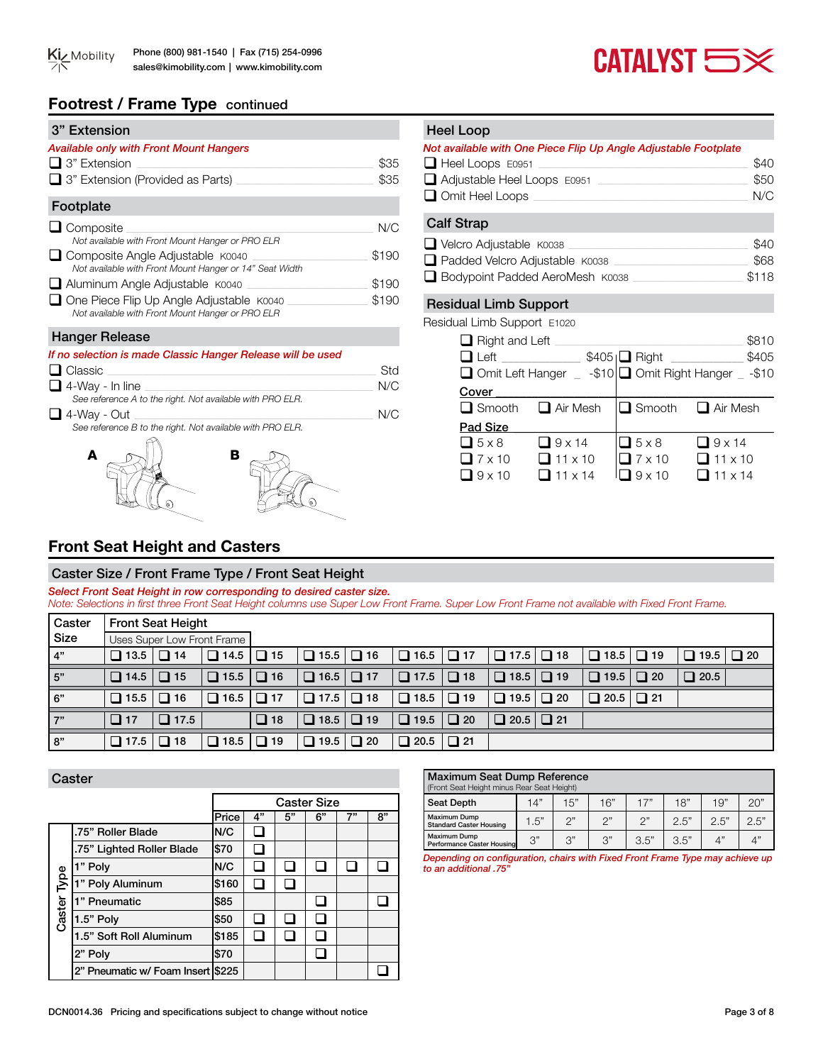## Footrest / Frame Type continued

### 3" Extension

*Available only with Front Mount Hangers*

- ❑ 3" Extension — $35
- ❑ 3" Extension (Provided as Parts) — $35

### Footplate

- ❑ Composite — N/C
  *Not available with Front Mount Hanger or PRO ELR*
- ❑ Composite Angle Adjustable K0040 — $190
  *Not available with Front Mount Hanger or 14" Seat Width*
- ❑ Aluminum Angle Adjustable K0040 — $190
- ❑ One Piece Flip Up Angle Adjustable K0040 — $190
  *Not available with Front Mount Hanger or PRO ELR*

### Hanger Release

*If no selection is made Classic Hanger Release will be used*

- ❑ Classic — Std
- ❑ 4-Way - In line — N/C
  *See reference A to the right. Not available with PRO ELR.*
- ❑ 4-Way - Out — N/C
  *See reference B to the right. Not available with PRO ELR.*

A B

### Heel Loop

*Not available with One Piece Flip Up Angle Adjustable Footplate*

- ❑ Heel Loops E0951 — $40
- ❑ Adjustable Heel Loops E0951 — $50
- ❑ Omit Heel Loops — N/C

### Calf Strap

- ❑ Velcro Adjustable K0038 — $40
- ❑ Padded Velcro Adjustable K0038 — $68
- ❑ Bodypoint Padded AeroMesh K0038 — $118

### Residual Limb Support

Residual Limb Support E1020

- ❑ Right and Left — $810

| Left | | Right | |
|---|---|---|---|
| ❑ Left — $405 | | ❑ Right — $405 | |
| ❑ Omit Left Hanger — -$10 | | ❑ Omit Right Hanger — -$10 | |
| **Cover** | | | |
| ❑ Smooth | ❑ Air Mesh | ❑ Smooth | ❑ Air Mesh |
| **Pad Size** | | | |
| ❑ 5 x 8 | ❑ 9 x 14 | ❑ 5 x 8 | ❑ 9 x 14 |
| ❑ 7 x 10 | ❑ 11 x 10 | ❑ 7 x 10 | ❑ 11 x 10 |
| ❑ 9 x 10 | ❑ 11 x 14 | ❑ 9 x 10 | ❑ 11 x 14 |

## Front Seat Height and Casters

### Caster Size / Front Frame Type / Front Seat Height

***Select Front Seat Height in row corresponding to desired caster size.***

*Note: Selections in first three Front Seat Height columns use Super Low Front Frame. Super Low Front Frame not available with Fixed Front Frame.*

| Caster Size | Front Seat Height (Uses Super Low Front Frame) | | | | | | | | | | | | | |
|---|---|---|---|---|---|---|---|---|---|---|---|---|---|---|
| 4" | ❑ 13.5 | ❑ 14 | ❑ 14.5 | ❑ 15 | ❑ 15.5 | ❑ 16 | ❑ 16.5 | ❑ 17 | ❑ 17.5 | ❑ 18 | ❑ 18.5 | ❑ 19 | ❑ 19.5 | ❑ 20 |
| 5" | ❑ 14.5 | ❑ 15 | ❑ 15.5 | ❑ 16 | ❑ 16.5 | ❑ 17 | ❑ 17.5 | ❑ 18 | ❑ 18.5 | ❑ 19 | ❑ 19.5 | ❑ 20 | ❑ 20.5 | |
| 6" | ❑ 15.5 | ❑ 16 | ❑ 16.5 | ❑ 17 | ❑ 17.5 | ❑ 18 | ❑ 18.5 | ❑ 19 | ❑ 19.5 | ❑ 20 | ❑ 20.5 | ❑ 21 | | |
| 7" | ❑ 17 | ❑ 17.5 | | ❑ 18 | ❑ 18.5 | ❑ 19 | ❑ 19.5 | ❑ 20 | ❑ 20.5 | ❑ 21 | | | | |
| 8" | ❑ 17.5 | ❑ 18 | ❑ 18.5 | ❑ 19 | ❑ 19.5 | ❑ 20 | ❑ 20.5 | ❑ 21 | | | | | | |

### Caster

| Caster Type | Price | 4" | 5" | 6" | 7" | 8" |
|---|---|---|---|---|---|---|
| .75" Roller Blade | N/C | ❑ | | | | |
| .75" Lighted Roller Blade | $70 | ❑ | | | | |
| 1" Poly | N/C | ❑ | ❑ | ❑ | ❑ | ❑ |
| 1" Poly Aluminum | $160 | ❑ | ❑ | | | |
| 1" Pneumatic | $85 | | | ❑ | | ❑ |
| 1.5" Poly | $50 | ❑ | ❑ | ❑ | | |
| 1.5" Soft Roll Aluminum | $185 | ❑ | ❑ | ❑ | | |
| 2" Poly | $70 | | | ❑ | | |
| 2" Pneumatic w/ Foam Insert | $225 | | | | | ❑ |

### Maximum Seat Dump Reference

(Front Seat Height minus Rear Seat Height)

| Seat Depth | 14" | 15" | 16" | 17" | 18" | 19" | 20" |
|---|---|---|---|---|---|---|---|
| Maximum Dump Standard Caster Housing | 1.5" | 2" | 2" | 2" | 2.5" | 2.5" | 2.5" |
| Maximum Dump Performance Caster Housing | 3" | 3" | 3" | 3.5" | 3.5" | 4" | 4" |

*Depending on configuration, chairs with Fixed Front Frame Type may achieve up to an additional .75"*

DCN0014.36 Pricing and specifications subject to change without notice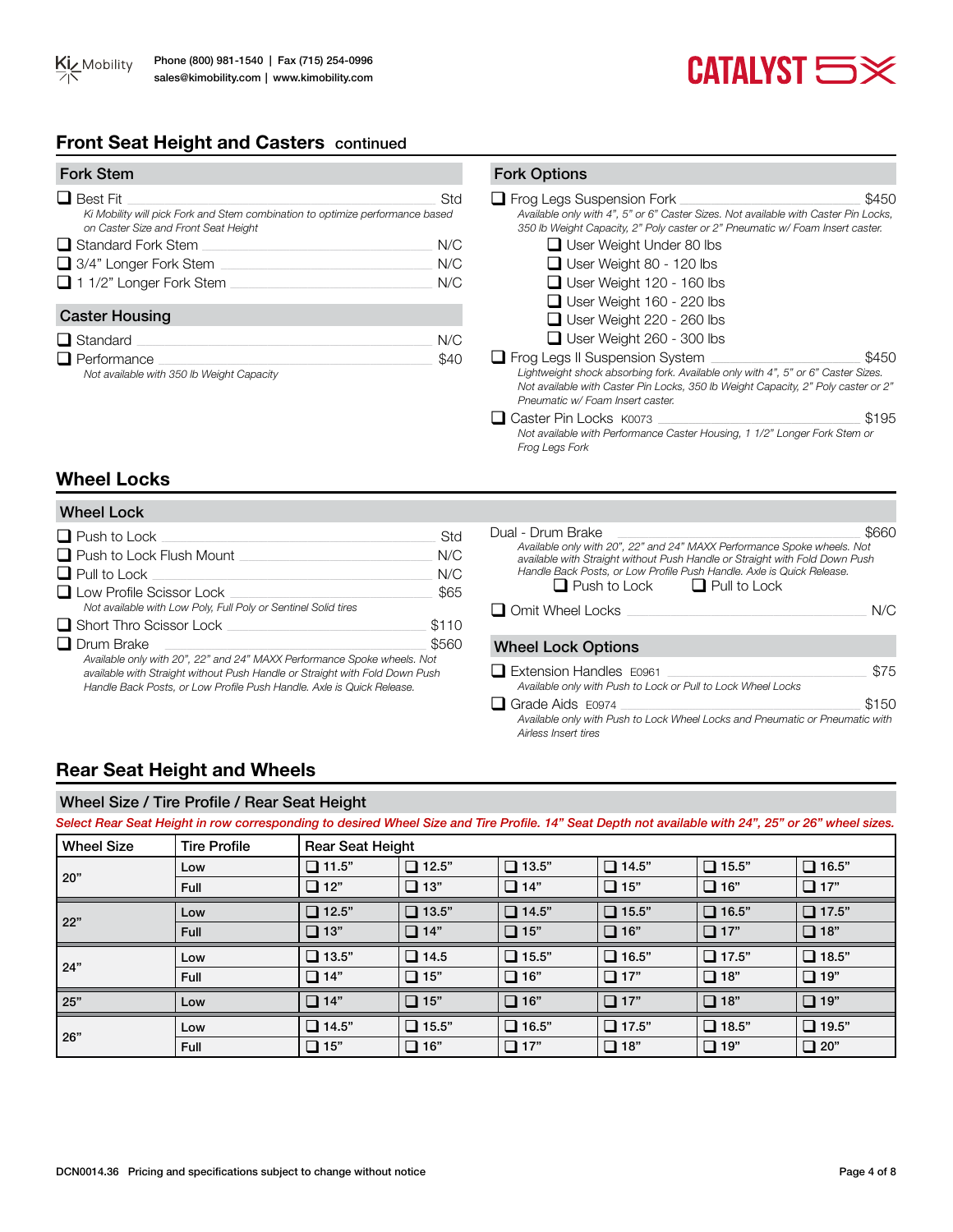## Front Seat Height and Casters continued

### Fork Stem

- ❑ Best Fit — Std
  *Ki Mobility will pick Fork and Stem combination to optimize performance based on Caster Size and Front Seat Height*
- ❑ Standard Fork Stem — N/C
- ❑ 3/4" Longer Fork Stem — N/C
- ❑ 1 1/2" Longer Fork Stem — N/C

### Caster Housing

- ❑ Standard — N/C
- ❑ Performance — $40
  *Not available with 350 lb Weight Capacity*

### Fork Options

- ❑ Frog Legs Suspension Fork — $450
  *Available only with 4", 5" or 6" Caster Sizes. Not available with Caster Pin Locks, 350 lb Weight Capacity, 2" Poly caster or 2" Pneumatic w/ Foam Insert caster.*
  - ❑ User Weight Under 80 lbs
  - ❑ User Weight 80 - 120 lbs
  - ❑ User Weight 120 - 160 lbs
  - ❑ User Weight 160 - 220 lbs
  - ❑ User Weight 220 - 260 lbs
  - ❑ User Weight 260 - 300 lbs
- ❑ Frog Legs II Suspension System — $450
  *Lightweight shock absorbing fork. Available only with 4", 5" or 6" Caster Sizes. Not available with Caster Pin Locks, 350 lb Weight Capacity, 2" Poly caster or 2" Pneumatic w/ Foam Insert caster.*
- ❑ Caster Pin Locks K0073 — $195
  *Not available with Performance Caster Housing, 1 1/2" Longer Fork Stem or Frog Legs Fork*

## Wheel Locks

### Wheel Lock

- ❑ Push to Lock — Std
- ❑ Push to Lock Flush Mount — N/C
- ❑ Pull to Lock — N/C
- ❑ Low Profile Scissor Lock — $65
  *Not available with Low Poly, Full Poly or Sentinel Solid tires*
- ❑ Short Thro Scissor Lock — $110
- ❑ Drum Brake — $560
  *Available only with 20", 22" and 24" MAXX Performance Spoke wheels. Not available with Straight without Push Handle or Straight with Fold Down Push Handle Back Posts, or Low Profile Push Handle. Axle is Quick Release.*
- Dual - Drum Brake — $660
  *Available only with 20", 22" and 24" MAXX Performance Spoke wheels. Not available with Straight without Push Handle or Straight with Fold Down Push Handle Back Posts, or Low Profile Push Handle. Axle is Quick Release.*
  - ❑ Push to Lock ❑ Pull to Lock
- ❑ Omit Wheel Locks — N/C

### Wheel Lock Options

- ❑ Extension Handles E0961 — $75
  *Available only with Push to Lock or Pull to Lock Wheel Locks*
- ❑ Grade Aids E0974 — $150
  *Available only with Push to Lock Wheel Locks and Pneumatic or Pneumatic with Airless Insert tires*

## Rear Seat Height and Wheels

### Wheel Size / Tire Profile / Rear Seat Height

*Select Rear Seat Height in row corresponding to desired Wheel Size and Tire Profile. 14" Seat Depth not available with 24", 25" or 26" wheel sizes.*

| Wheel Size | Tire Profile | Rear Seat Height | | | | | |
|---|---|---|---|---|---|---|---|
| 20" | Low | ❑ 11.5" | ❑ 12.5" | ❑ 13.5" | ❑ 14.5" | ❑ 15.5" | ❑ 16.5" |
| | Full | ❑ 12" | ❑ 13" | ❑ 14" | ❑ 15" | ❑ 16" | ❑ 17" |
| 22" | Low | ❑ 12.5" | ❑ 13.5" | ❑ 14.5" | ❑ 15.5" | ❑ 16.5" | ❑ 17.5" |
| | Full | ❑ 13" | ❑ 14" | ❑ 15" | ❑ 16" | ❑ 17" | ❑ 18" |
| 24" | Low | ❑ 13.5" | ❑ 14.5 | ❑ 15.5" | ❑ 16.5" | ❑ 17.5" | ❑ 18.5" |
| | Full | ❑ 14" | ❑ 15" | ❑ 16" | ❑ 17" | ❑ 18" | ❑ 19" |
| 25" | Low | ❑ 14" | ❑ 15" | ❑ 16" | ❑ 17" | ❑ 18" | ❑ 19" |
| 26" | Low | ❑ 14.5" | ❑ 15.5" | ❑ 16.5" | ❑ 17.5" | ❑ 18.5" | ❑ 19.5" |
| | Full | ❑ 15" | ❑ 16" | ❑ 17" | ❑ 18" | ❑ 19" | ❑ 20" |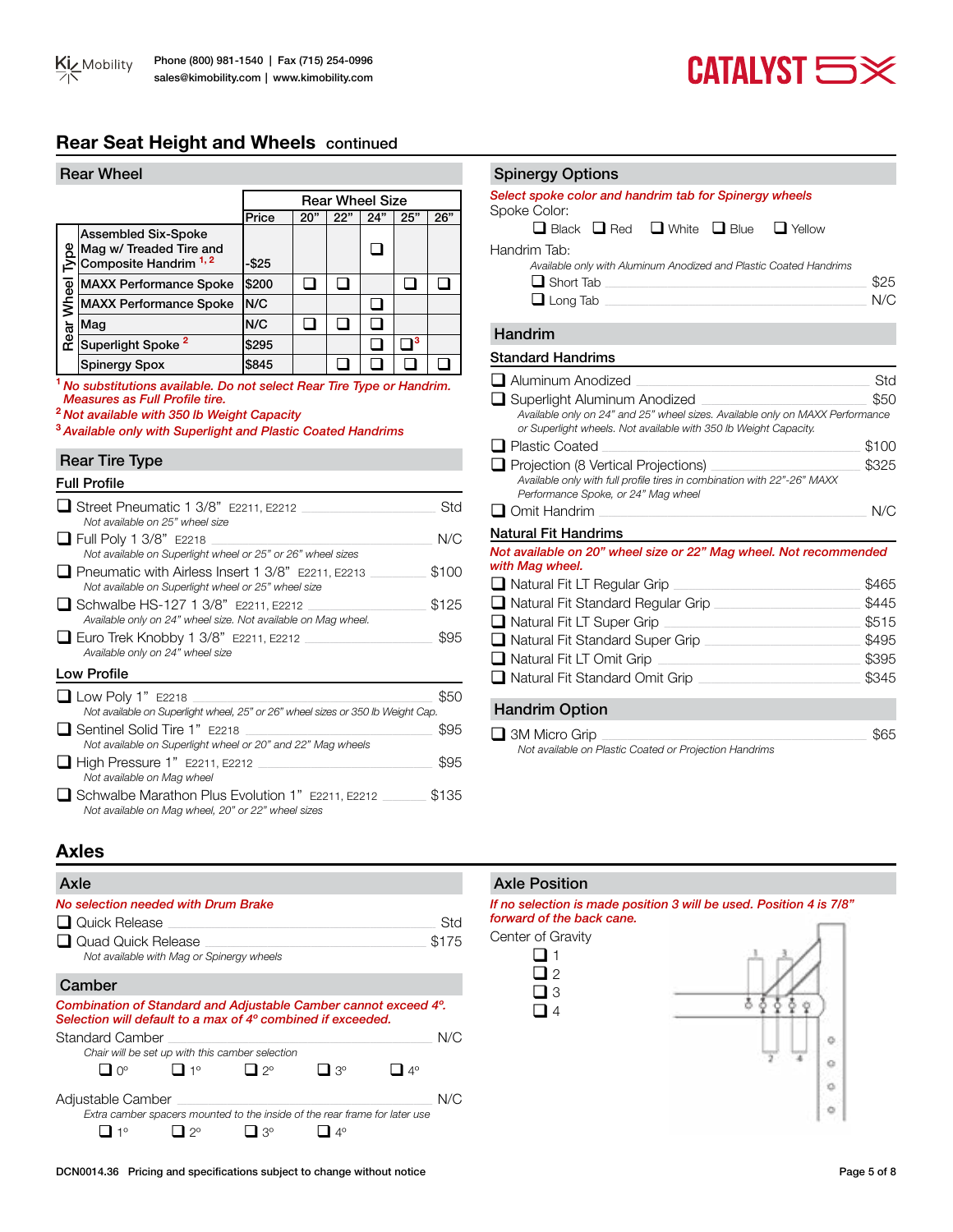## Rear Seat Height and Wheels continued

### Rear Wheel

| Rear Wheel Type | Price | 20" | 22" | 24" | 25" | 26" |
|---|---|---|---|---|---|---|
| Assembled Six-Spoke Mag w/ Treaded Tire and Composite Handrim [1,2] | -$25 | | | ❑ | | |
| MAXX Performance Spoke | $200 | ❑ | ❑ | | ❑ | ❑ |
| MAXX Performance Spoke | N/C | | | ❑ | | |
| Mag | N/C | ❑ | ❑ | ❑ | | |
| Superlight Spoke [2] | $295 | | | ❑ | ❑[3] | |
| Spinergy Spox | $845 | | ❑ | ❑ | ❑ | ❑ |

[1] *No substitutions available. Do not select Rear Tire Type or Handrim. Measures as Full Profile tire.*
[2] *Not available with 350 lb Weight Capacity*
[3] *Available only with Superlight and Plastic Coated Handrims*

### Rear Tire Type

**Full Profile**

- ❑ Street Pneumatic 1 3/8" E2211, E2212 — Std
  *Not available on 25" wheel size*
- ❑ Full Poly 1 3/8" E2218 — N/C
  *Not available on Superlight wheel or 25" or 26" wheel sizes*
- ❑ Pneumatic with Airless Insert 1 3/8" E2211, E2213 — $100
  *Not available on Superlight wheel or 25" wheel size*
- ❑ Schwalbe HS-127 1 3/8" E2211, E2212 — $125
  *Available only on 24" wheel size. Not available on Mag wheel.*
- ❑ Euro Trek Knobby 1 3/8" E2211, E2212 — $95
  *Available only on 24" wheel size*

**Low Profile**

- ❑ Low Poly 1" E2218 — $50
  *Not available on Superlight wheel, 25" or 26" wheel sizes or 350 lb Weight Cap.*
- ❑ Sentinel Solid Tire 1" E2218 — $95
  *Not available on Superlight wheel or 20" and 22" Mag wheels*
- ❑ High Pressure 1" E2211, E2212 — $95
  *Not available on Mag wheel*
- ❑ Schwalbe Marathon Plus Evolution 1" E2211, E2212 — $135
  *Not available on Mag wheel, 20" or 22" wheel sizes*

### Spinergy Options

*Select spoke color and handrim tab for Spinergy wheels*

Spoke Color:

❑ Black ❑ Red ❑ White ❑ Blue ❑ Yellow

Handrim Tab:

*Available only with Aluminum Anodized and Plastic Coated Handrims*

- ❑ Short Tab — $25
- ❑ Long Tab — N/C

### Handrim

**Standard Handrims**

- ❑ Aluminum Anodized — Std
- ❑ Superlight Aluminum Anodized — $50
  *Available only on 24" and 25" wheel sizes. Available only on MAXX Performance or Superlight wheels. Not available with 350 lb Weight Capacity.*
- ❑ Plastic Coated — $100
- ❑ Projection (8 Vertical Projections) — $325
  *Available only with full profile tires in combination with 22"-26" MAXX Performance Spoke, or 24" Mag wheel*
- ❑ Omit Handrim — N/C

**Natural Fit Handrims**

*Not available on 20" wheel size or 22" Mag wheel. Not recommended with Mag wheel.*

- ❑ Natural Fit LT Regular Grip — $465
- ❑ Natural Fit Standard Regular Grip — $445
- ❑ Natural Fit LT Super Grip — $515
- ❑ Natural Fit Standard Super Grip — $495
- ❑ Natural Fit LT Omit Grip — $395
- ❑ Natural Fit Standard Omit Grip — $345

### Handrim Option

- ❑ 3M Micro Grip — $65
  *Not available on Plastic Coated or Projection Handrims*

## Axles

### Axle

*No selection needed with Drum Brake*

- ❑ Quick Release — Std
- ❑ Quad Quick Release — $175
  *Not available with Mag or Spinergy wheels*

### Camber

*Combination of Standard and Adjustable Camber cannot exceed 4º. Selection will default to a max of 4º combined if exceeded.*

Standard Camber — N/C
*Chair will be set up with this camber selection*

❑ 0º ❑ 1º ❑ 2º ❑ 3º ❑ 4º

Adjustable Camber — N/C
*Extra camber spacers mounted to the inside of the rear frame for later use*

❑ 1º ❑ 2º ❑ 3º ❑ 4º

### Axle Position

*If no selection is made position 3 will be used. Position 4 is 7/8" forward of the back cane.*

Center of Gravity

- ❑ 1
- ❑ 2
- ❑ 3
- ❑ 4

DCN0014.36 Pricing and specifications subject to change without notice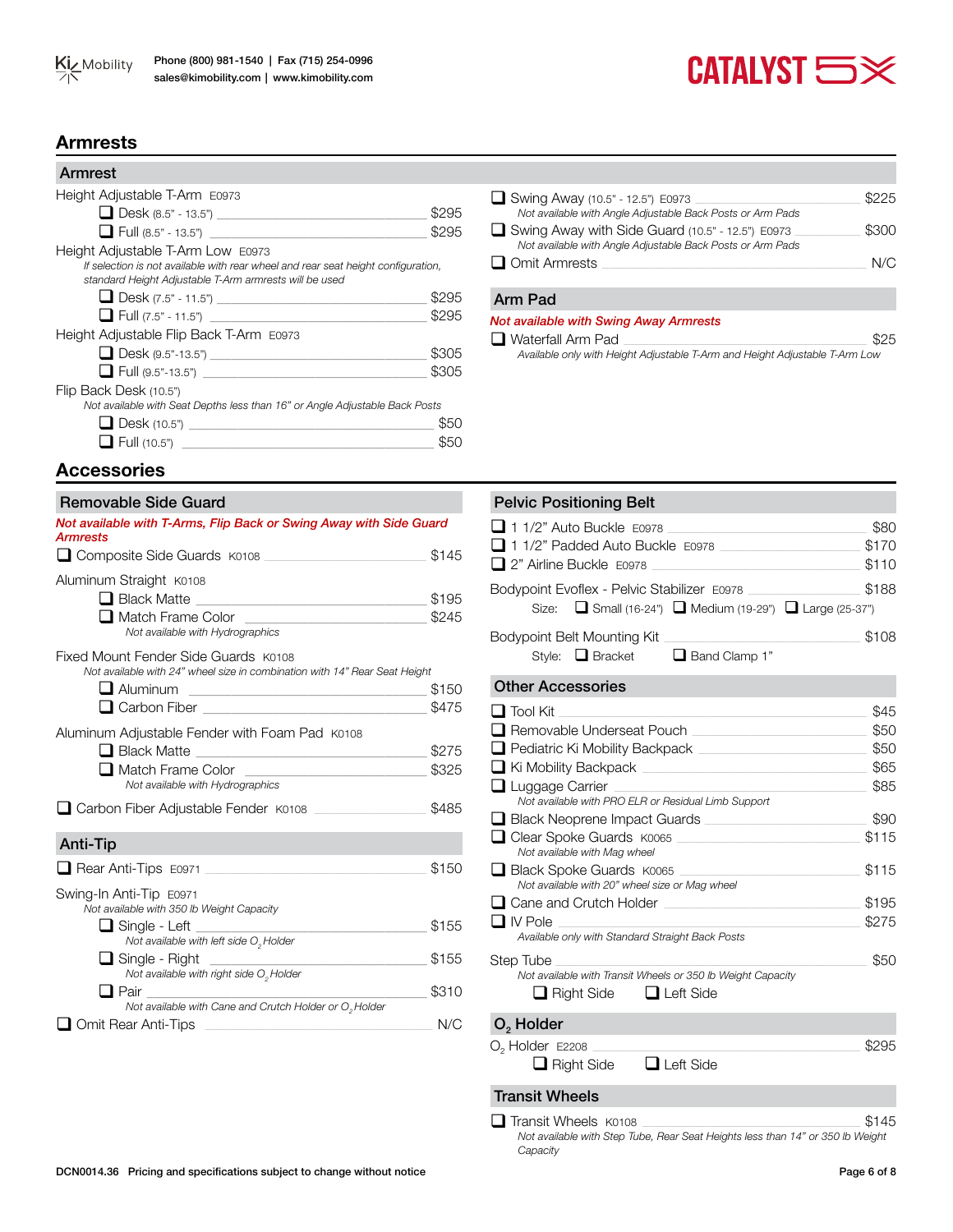## Armrests

### Armrest

Height Adjustable T-Arm E0973

- ❑ Desk (8.5" - 13.5") — $295
- ❑ Full (8.5" - 13.5") — $295

Height Adjustable T-Arm Low E0973

*If selection is not available with rear wheel and rear seat height configuration, standard Height Adjustable T-Arm armrests will be used*

- ❑ Desk (7.5" - 11.5") — $295
- ❑ Full (7.5" - 11.5") — $295

Height Adjustable Flip Back T-Arm E0973

- ❑ Desk (9.5"-13.5") — $305
- ❑ Full (9.5"-13.5") — $305

Flip Back Desk (10.5")

*Not available with Seat Depths less than 16" or Angle Adjustable Back Posts*

- ❑ Desk (10.5") — $50
- ❑ Full (10.5") — $50

❑ Swing Away (10.5" - 12.5") E0973 — $225
*Not available with Angle Adjustable Back Posts or Arm Pads*

❑ Swing Away with Side Guard (10.5" - 12.5") E0973 — $300
*Not available with Angle Adjustable Back Posts or Arm Pads*

❑ Omit Armrests — N/C

### Arm Pad

***Not available with Swing Away Armrests***

❑ Waterfall Arm Pad — $25
*Available only with Height Adjustable T-Arm and Height Adjustable T-Arm Low*

## Accessories

### Removable Side Guard

***Not available with T-Arms, Flip Back or Swing Away with Side Guard Armrests***

❑ Composite Side Guards K0108 — $145

Aluminum Straight K0108

- ❑ Black Matte — $195
- ❑ Match Frame Color — $245
  *Not available with Hydrographics*

Fixed Mount Fender Side Guards K0108

*Not available with 24" wheel size in combination with 14" Rear Seat Height*

- ❑ Aluminum — $150
- ❑ Carbon Fiber — $475

Aluminum Adjustable Fender with Foam Pad K0108

- ❑ Black Matte — $275
- ❑ Match Frame Color — $325
  *Not available with Hydrographics*

❑ Carbon Fiber Adjustable Fender K0108 — $485

### Anti-Tip

❑ Rear Anti-Tips E0971 — $150

Swing-In Anti-Tip E0971

*Not available with 350 lb Weight Capacity*

- ❑ Single - Left — $155
  *Not available with left side $O_2$ Holder*
- ❑ Single - Right — $155
  *Not available with right side $O_2$ Holder*
- ❑ Pair — $310
  *Not available with Cane and Crutch Holder or $O_2$ Holder*

❑ Omit Rear Anti-Tips — N/C

### Pelvic Positioning Belt

- ❑ 1 1/2" Auto Buckle E0978 — $80
- ❑ 1 1/2" Padded Auto Buckle E0978 — $170
- ❑ 2" Airline Buckle E0978 — $110

Bodypoint Evoflex - Pelvic Stabilizer E0978 — $188

Size: ❑ Small (16-24") ❑ Medium (19-29") ❑ Large (25-37")

Bodypoint Belt Mounting Kit — $108

Style: ❑ Bracket ❑ Band Clamp 1"

### Other Accessories

- ❑ Tool Kit — $45
- ❑ Removable Underseat Pouch — $50
- ❑ Pediatric Ki Mobility Backpack — $50
- ❑ Ki Mobility Backpack — $65
- ❑ Luggage Carrier — $85
  *Not available with PRO ELR or Residual Limb Support*
- ❑ Black Neoprene Impact Guards — $90
- ❑ Clear Spoke Guards K0065 — $115
  *Not available with Mag wheel*
- ❑ Black Spoke Guards K0065 — $115
  *Not available with 20" wheel size or Mag wheel*
- ❑ Cane and Crutch Holder — $195
- ❑ IV Pole — $275
  *Available only with Standard Straight Back Posts*

Step Tube — $50

*Not available with Transit Wheels or 350 lb Weight Capacity*

❑ Right Side ❑ Left Side

### $O_2$ Holder

$O_2$ Holder E2208 — $295

❑ Right Side ❑ Left Side

### Transit Wheels

❑ Transit Wheels K0108 — $145
*Not available with Step Tube, Rear Seat Heights less than 14" or 350 lb Weight Capacity*

DCN0014.36 Pricing and specifications subject to change without notice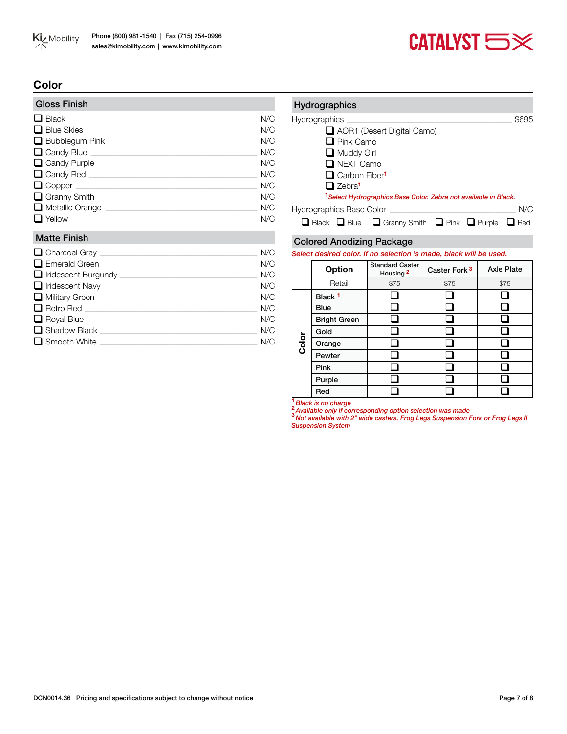## Color

### Gloss Finish

- ❑ Black — N/C
- ❑ Blue Skies — N/C
- ❑ Bubblegum Pink — N/C
- ❑ Candy Blue — N/C
- ❑ Candy Purple — N/C
- ❑ Candy Red — N/C
- ❑ Copper — N/C
- ❑ Granny Smith — N/C
- ❑ Metallic Orange — N/C
- ❑ Yellow — N/C

### Matte Finish

- ❑ Charcoal Gray — N/C
- ❑ Emerald Green — N/C
- ❑ Iridescent Burgundy — N/C
- ❑ Iridescent Navy — N/C
- ❑ Military Green — N/C
- ❑ Retro Red — N/C
- ❑ Royal Blue — N/C
- ❑ Shadow Black — N/C
- ❑ Smooth White — N/C

### Hydrographics

Hydrographics — $695

- ❑ AOR1 (Desert Digital Camo)
- ❑ Pink Camo
- ❑ Muddy Girl
- ❑ NEXT Camo
- ❑ Carbon Fiber[1]
- ❑ Zebra[1]

*[1]Select Hydrographics Base Color. Zebra not available in Black.*

Hydrographics Base Color — N/C

❑ Black ❑ Blue ❑ Granny Smith ❑ Pink ❑ Purple ❑ Red

### Colored Anodizing Package

*Select desired color. If no selection is made, black will be used.*

| | Option | Standard Caster Housing [2] | Caster Fork [3] | Axle Plate |
|---|---|---|---|---|
| | Retail | $75 | $75 | $75 |
| Color | Black [1] | ❑ | ❑ | ❑ |
| | Blue | ❑ | ❑ | ❑ |
| | Bright Green | ❑ | ❑ | ❑ |
| | Gold | ❑ | ❑ | ❑ |
| | Orange | ❑ | ❑ | ❑ |
| | Pewter | ❑ | ❑ | ❑ |
| | Pink | ❑ | ❑ | ❑ |
| | Purple | ❑ | ❑ | ❑ |
| | Red | ❑ | ❑ | ❑ |

*[1] Black is no charge*
*[2] Available only if corresponding option selection was made*
*[3] Not available with 2" wide casters, Frog Legs Suspension Fork or Frog Legs II Suspension System*

DCN0014.36 Pricing and specifications subject to change without notice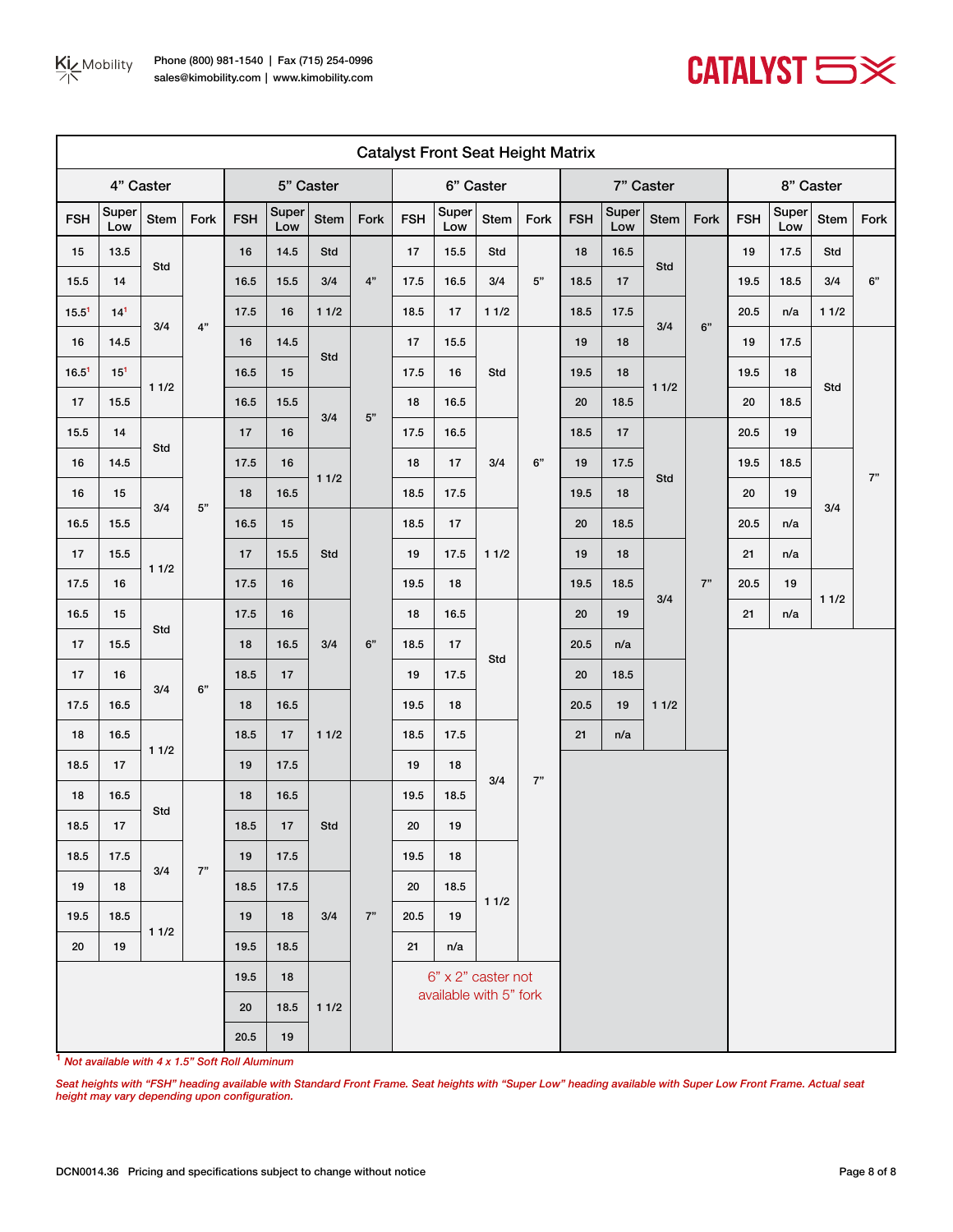## Catalyst Front Seat Height Matrix

| 4" Caster | | | | 5" Caster | | | | 6" Caster | | | | 7" Caster | | | | 8" Caster | | | |
|---|---|---|---|---|---|---|---|---|---|---|---|---|---|---|---|---|---|---|---|
| FSH | Super Low | Stem | Fork | FSH | Super Low | Stem | Fork | FSH | Super Low | Stem | Fork | FSH | Super Low | Stem | Fork | FSH | Super Low | Stem | Fork |
| 15 | 13.5 | Std | 4" | 16 | 14.5 | Std | 4" | 17 | 15.5 | Std | 5" | 18 | 16.5 | Std | 6" | 19 | 17.5 | Std | 6" |
| 15.5 | 14 | | | 16.5 | 15.5 | 3/4 | | 17.5 | 16.5 | 3/4 | | 18.5 | 17 | | | 19.5 | 18.5 | 3/4 | |
| 15.5[1] | 14[1] | 3/4 | | 17.5 | 16 | 1 1/2 | | 18.5 | 17 | 1 1/2 | | 18.5 | 17.5 | 3/4 | | 20.5 | n/a | 1 1/2 | |
| 16 | 14.5 | | | 16 | 14.5 | Std | 5" | 17 | 15.5 | Std | 6" | 19 | 18 | | | 19 | 17.5 | Std | 7" |
| 16.5[1] | 15[1] | 1 1/2 | | 16.5 | 15 | | | 17.5 | 16 | | | 19.5 | 18 | 1 1/2 | | 19.5 | 18 | | |
| 17 | 15.5 | | | 16.5 | 15.5 | 3/4 | | 18 | 16.5 | | | 20 | 18.5 | | | 20 | 18.5 | | |
| 15.5 | 14 | Std | 5" | 17 | 16 | | | 17.5 | 16.5 | 3/4 | | 18.5 | 17 | Std | 7" | 20.5 | 19 | | |
| 16 | 14.5 | | | 17.5 | 16 | 1 1/2 | | 18 | 17 | | | 19 | 17.5 | | | 19.5 | 18.5 | 3/4 | |
| 16 | 15 | 3/4 | | 18 | 16.5 | | | 18.5 | 17.5 | | | 19.5 | 18 | | | 20 | 19 | | |
| 16.5 | 15.5 | | | 16.5 | 15 | Std | 6" | 18.5 | 17 | 1 1/2 | | 20 | 18.5 | | | 20.5 | n/a | | |
| 17 | 15.5 | 1 1/2 | | 17 | 15.5 | | | 19 | 17.5 | | | 19 | 18 | 3/4 | | 21 | n/a | | |
| 17.5 | 16 | | | 17.5 | 16 | | | 19.5 | 18 | | | 19.5 | 18.5 | | | 20.5 | 19 | 1 1/2 | |
| 16.5 | 15 | Std | 6" | 17.5 | 16 | 3/4 | | 18 | 16.5 | Std | 7" | 20 | 19 | | | 21 | n/a | | |
| 17 | 15.5 | | | 18 | 16.5 | | | 18.5 | 17 | | | 20.5 | n/a | | | | | | |
| 17 | 16 | 3/4 | | 18.5 | 17 | | | 19 | 17.5 | | | 20 | 18.5 | 1 1/2 | | | | | |
| 17.5 | 16.5 | | | 18 | 16.5 | 1 1/2 | | 19.5 | 18 | | | 20.5 | 19 | | | | | | |
| 18 | 16.5 | 1 1/2 | | 18.5 | 17 | | | 18.5 | 17.5 | 3/4 | | 21 | n/a | | | | | | |
| 18.5 | 17 | | | 19 | 17.5 | | | 19 | 18 | | | | | | | | | | |
| 18 | 16.5 | Std | 7" | 18 | 16.5 | Std | 7" | 19.5 | 18.5 | | | | | | | | | | |
| 18.5 | 17 | | | 18.5 | 17 | | | 20 | 19 | | | | | | | | | | |
| 18.5 | 17.5 | 3/4 | | 19 | 17.5 | | | 19.5 | 18 | 1 1/2 | | | | | | | | | |
| 19 | 18 | | | 18.5 | 17.5 | 3/4 | | 20 | 18.5 | | | | | | | | | | |
| 19.5 | 18.5 | 1 1/2 | | 19 | 18 | | | 20.5 | 19 | | | | | | | | | | |
| 20 | 19 | | | 19.5 | 18.5 | | | 21 | n/a | | | | | | | | | | |
| | | | | 19.5 | 18 | 1 1/2 | | 6" x 2" caster not available with 5" fork | | | | | | | | | | | |
| | | | | 20 | 18.5 | | | | | | | | | | | | | | |
| | | | | 20.5 | 19 | | | | | | | | | | | | | | |

[1] *Not available with 4 x 1.5" Soft Roll Aluminum*

*Seat heights with "FSH" heading available with Standard Front Frame. Seat heights with "Super Low" heading available with Super Low Front Frame. Actual seat height may vary depending upon configuration.*

DCN0014.36 Pricing and specifications subject to change without notice